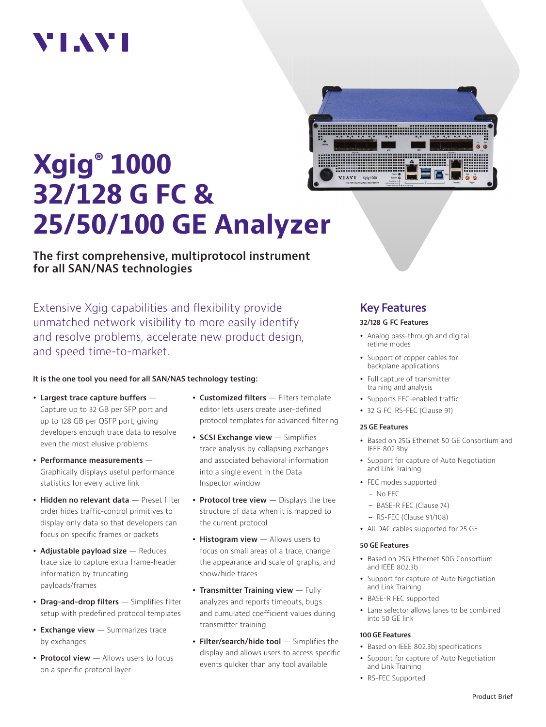VIAVI

# Xgig® 1000 32/128 G FC & 25/50/100 GE Analyzer

**The first comprehensive, multiprotocol instrument for all SAN/NAS technologies**

Extensive Xgig capabilities and flexibility provide unmatched network visibility to more easily identify and resolve problems, accelerate new product design, and speed time-to-market.

**It is the one tool you need for all SAN/NAS technology testing:**

- **Largest trace capture buffers** — Capture up to 32 GB per SFP port and up to 128 GB per QSFP port, giving developers enough trace data to resolve even the most elusive problems
- **Performance measurements** — Graphically displays useful performance statistics for every active link
- **Hidden no relevant data** — Preset filter order hides traffic-control primitives to display only data so that developers can focus on specific frames or packets
- **Adjustable payload size** — Reduces trace size to capture extra frame-header information by truncating payloads/frames
- **Drag-and-drop filters** — Simplifies filter setup with predefined protocol templates
- **Exchange view** — Summarizes trace by exchanges
- **Protocol view** — Allows users to focus on a specific protocol layer
- **Customized filters** — Filters template editor lets users create user-defined protocol templates for advanced filtering
- **SCSI Exchange view** — Simplifies trace analysis by collapsing exchanges and associated behavioral information into a single event in the Data Inspector window
- **Protocol tree view** — Displays the tree structure of data when it is mapped to the current protocol
- **Histogram view** — Allows users to focus on small areas of a trace, change the appearance and scale of graphs, and show/hide traces
- **Transmitter Training view** — Fully analyzes and reports timeouts, bugs and cumulated coefficient values during transmitter training
- **Filter/search/hide tool** — Simplifies the display and allows users to access specific events quicker than any tool available

## Key Features

### 32/128 G FC Features

- Analog pass-through and digital retime modes
- Support of copper cables for backplane applications
- Full capture of transmitter training and analysis
- Supports FEC-enabled traffic
- 32 G FC: RS-FEC (Clause 91)

### 25 GE Features

- Based on 25G Ethernet 50 GE Consortium and IEEE 802.3by
- Support for capture of Auto Negotiation and Link Training
- FEC modes supported
  - No FEC
  - BASE-R FEC (Clause 74)
  - RS-FEC (Clause 91/108)
- All DAC cables supported for 25 GE

### 50 GE Features

- Based on 25G Ethernet 50G Consortium and IEEE 802.3b
- Support for capture of Auto Negotiation and Link Training
- BASE-R FEC supported
- Lane selector allows lanes to be combined into 50 GE link

### 100 GE Features

- Based on IEEE 802.3bj specifications
- Support for capture of Auto Negotiation and Link Training
- RS-FEC Supported

Product Brief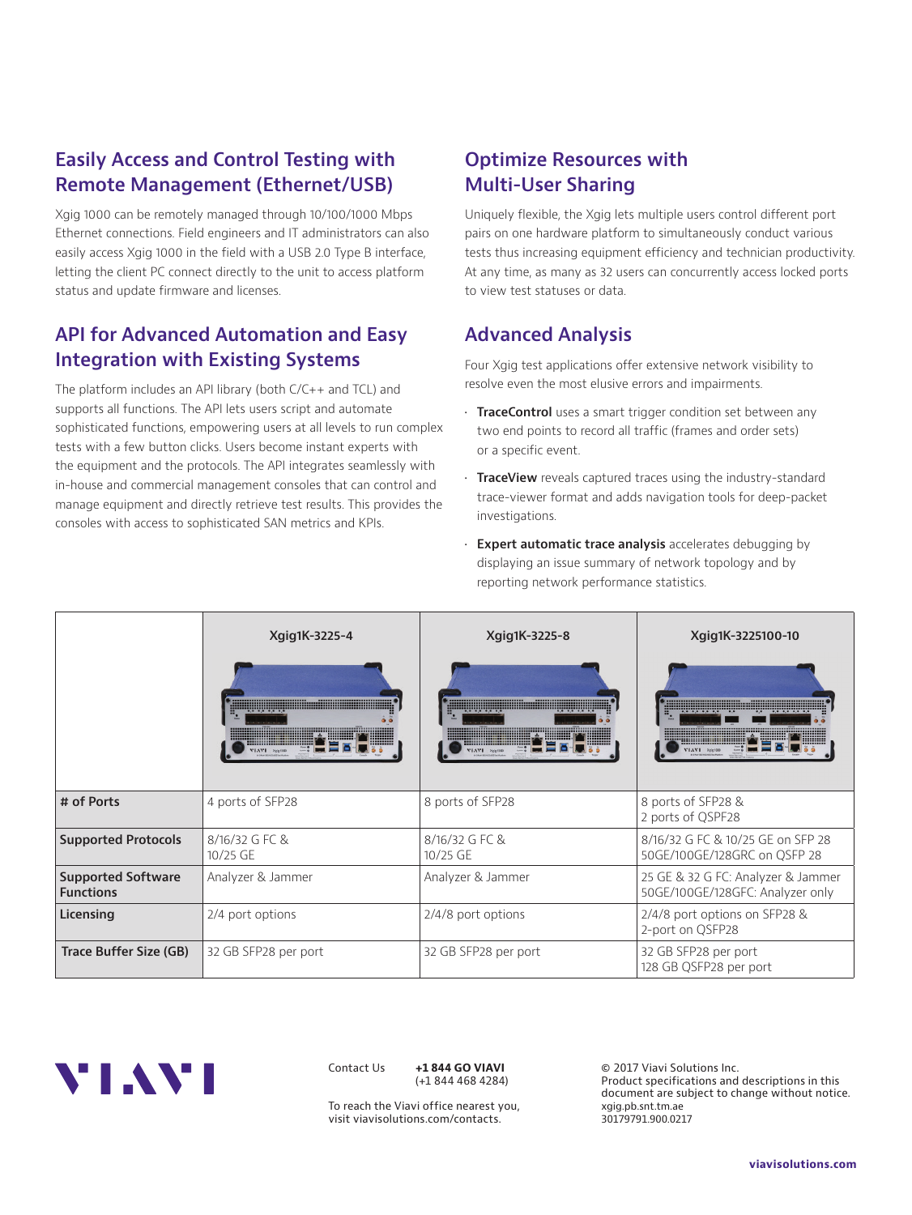## Easily Access and Control Testing with Remote Management (Ethernet/USB)

Xgig 1000 can be remotely managed through 10/100/1000 Mbps Ethernet connections. Field engineers and IT administrators can also easily access Xgig 1000 in the field with a USB 2.0 Type B interface, letting the client PC connect directly to the unit to access platform status and update firmware and licenses.

## API for Advanced Automation and Easy Integration with Existing Systems

The platform includes an API library (both C/C++ and TCL) and supports all functions. The API lets users script and automate sophisticated functions, empowering users at all levels to run complex tests with a few button clicks. Users become instant experts with the equipment and the protocols. The API integrates seamlessly with in-house and commercial management consoles that can control and manage equipment and directly retrieve test results. This provides the consoles with access to sophisticated SAN metrics and KPIs.

## Optimize Resources with Multi-User Sharing

Uniquely flexible, the Xgig lets multiple users control different port pairs on one hardware platform to simultaneously conduct various tests thus increasing equipment efficiency and technician productivity. At any time, as many as 32 users can concurrently access locked ports to view test statuses or data.

## Advanced Analysis

Four Xgig test applications offer extensive network visibility to resolve even the most elusive errors and impairments.

- **TraceControl** uses a smart trigger condition set between any two end points to record all traffic (frames and order sets) or a specific event.
- **TraceView** reveals captured traces using the industry-standard trace-viewer format and adds navigation tools for deep-packet investigations.
- **Expert automatic trace analysis** accelerates debugging by displaying an issue summary of network topology and by reporting network performance statistics.

| | Xgig1K-3225-4 | Xgig1K-3225-8 | Xgig1K-3225100-10 |
|---|---|---|---|
| **# of Ports** | 4 ports of SFP28 | 8 ports of SFP28 | 8 ports of SFP28 & 2 ports of QSPF28 |
| **Supported Protocols** | 8/16/32 G FC & 10/25 GE | 8/16/32 G FC & 10/25 GE | 8/16/32 G FC & 10/25 GE on SFP 28 50GE/100GE/128GRC on QSFP 28 |
| **Supported Software Functions** | Analyzer & Jammer | Analyzer & Jammer | 25 GE & 32 G FC: Analyzer & Jammer 50GE/100GE/128GFC: Analyzer only |
| **Licensing** | 2/4 port options | 2/4/8 port options | 2/4/8 port options on SFP28 & 2-port on QSFP28 |
| **Trace Buffer Size (GB)** | 32 GB SFP28 per port | 32 GB SFP28 per port | 32 GB SFP28 per port 128 GB QSFP28 per port |

VIAVI

Contact Us **+1 844 GO VIAVI** (+1 844 468 4284)

To reach the Viavi office nearest you, visit viavisolutions.com/contacts.

© 2017 Viavi Solutions Inc.
Product specifications and descriptions in this document are subject to change without notice.
xgig.pb.snt.tm.ae
30179791.900.0217

**viavisolutions.com**